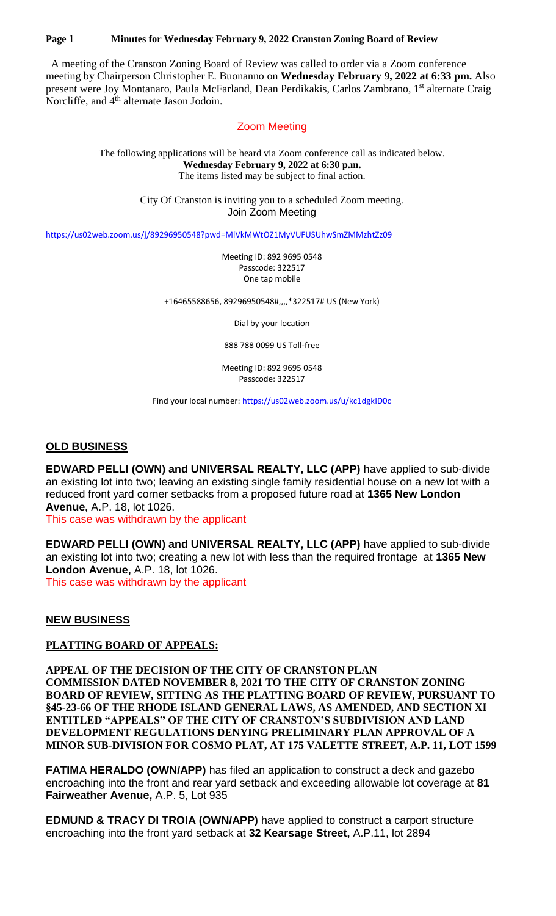A meeting of the Cranston Zoning Board of Review was called to order via a Zoom conference meeting by Chairperson Christopher E. Buonanno on **Wednesday February 9, 2022 at 6:33 pm.** Also present were Joy Montanaro, Paula McFarland, Dean Perdikakis, Carlos Zambrano, 1st alternate Craig Norcliffe, and 4th alternate Jason Jodoin.

Zoom Meeting

The following applications will be heard via Zoom conference call as indicated below.
**Wednesday February 9, 2022 at 6:30 p.m.**
The items listed may be subject to final action.

City Of Cranston is inviting you to a scheduled Zoom meeting.
Join Zoom Meeting

https://us02web.zoom.us/j/89296950548?pwd=MlVkMWtOZ1MyVUFUSUhwSmZMMzhtZz09

Meeting ID: 892 9695 0548
Passcode: 322517
One tap mobile

+16465588656, 89296950548#,,,,*322517# US (New York)

Dial by your location

888 788 0099 US Toll-free

Meeting ID: 892 9695 0548
Passcode: 322517

Find your local number: https://us02web.zoom.us/u/kc1dgkID0c

## OLD BUSINESS

**EDWARD PELLI (OWN) and UNIVERSAL REALTY, LLC (APP)** have applied to sub-divide an existing lot into two; leaving an existing single family residential house on a new lot with a reduced front yard corner setbacks from a proposed future road at **1365 New London Avenue,** A.P. 18, lot 1026.
This case was withdrawn by the applicant

**EDWARD PELLI (OWN) and UNIVERSAL REALTY, LLC (APP)** have applied to sub-divide an existing lot into two; creating a new lot with less than the required frontage at **1365 New London Avenue,** A.P. 18, lot 1026.
This case was withdrawn by the applicant

## NEW BUSINESS

### PLATTING BOARD OF APPEALS:

**APPEAL OF THE DECISION OF THE CITY OF CRANSTON PLAN COMMISSION DATED NOVEMBER 8, 2021 TO THE CITY OF CRANSTON ZONING BOARD OF REVIEW, SITTING AS THE PLATTING BOARD OF REVIEW, PURSUANT TO §45-23-66 OF THE RHODE ISLAND GENERAL LAWS, AS AMENDED, AND SECTION XI ENTITLED "APPEALS" OF THE CITY OF CRANSTON'S SUBDIVISION AND LAND DEVELOPMENT REGULATIONS DENYING PRELIMINARY PLAN APPROVAL OF A MINOR SUB-DIVISION FOR COSMO PLAT, AT 175 VALETTE STREET, A.P. 11, LOT 1599**

**FATIMA HERALDO (OWN/APP)** has filed an application to construct a deck and gazebo encroaching into the front and rear yard setback and exceeding allowable lot coverage at **81 Fairweather Avenue,** A.P. 5, Lot 935

**EDMUND & TRACY DI TROIA (OWN/APP)** have applied to construct a carport structure encroaching into the front yard setback at **32 Kearsage Street,** A.P.11, lot 2894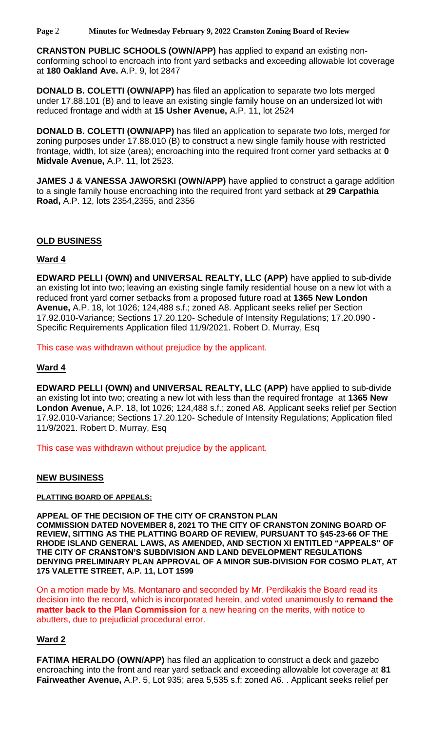**CRANSTON PUBLIC SCHOOLS (OWN/APP)** has applied to expand an existing non-conforming school to encroach into front yard setbacks and exceeding allowable lot coverage at **180 Oakland Ave.** A.P. 9, lot 2847

**DONALD B. COLETTI (OWN/APP)** has filed an application to separate two lots merged under 17.88.101 (B) and to leave an existing single family house on an undersized lot with reduced frontage and width at **15 Usher Avenue,** A.P. 11, lot 2524

**DONALD B. COLETTI (OWN/APP)** has filed an application to separate two lots, merged for zoning purposes under 17.88.010 (B) to construct a new single family house with restricted frontage, width, lot size (area); encroaching into the required front corner yard setbacks at **0 Midvale Avenue,** A.P. 11, lot 2523.

**JAMES J & VANESSA JAWORSKI (OWN/APP)** have applied to construct a garage addition to a single family house encroaching into the required front yard setback at **29 Carpathia Road,** A.P. 12, lots 2354,2355, and 2356

## OLD BUSINESS

### Ward 4

**EDWARD PELLI (OWN) and UNIVERSAL REALTY, LLC (APP)** have applied to sub-divide an existing lot into two; leaving an existing single family residential house on a new lot with a reduced front yard corner setbacks from a proposed future road at **1365 New London Avenue,** A.P. 18, lot 1026; 124,488 s.f.; zoned A8. Applicant seeks relief per Section 17.92.010-Variance; Sections 17.20.120- Schedule of Intensity Regulations; 17.20.090 - Specific Requirements Application filed 11/9/2021. Robert D. Murray, Esq

This case was withdrawn without prejudice by the applicant.

### Ward 4

**EDWARD PELLI (OWN) and UNIVERSAL REALTY, LLC (APP)** have applied to sub-divide an existing lot into two; creating a new lot with less than the required frontage at **1365 New London Avenue,** A.P. 18, lot 1026; 124,488 s.f.; zoned A8. Applicant seeks relief per Section 17.92.010-Variance; Sections 17.20.120- Schedule of Intensity Regulations; Application filed 11/9/2021. Robert D. Murray, Esq

This case was withdrawn without prejudice by the applicant.

## NEW BUSINESS

**PLATTING BOARD OF APPEALS:**

**APPEAL OF THE DECISION OF THE CITY OF CRANSTON PLAN COMMISSION DATED NOVEMBER 8, 2021 TO THE CITY OF CRANSTON ZONING BOARD OF REVIEW, SITTING AS THE PLATTING BOARD OF REVIEW, PURSUANT TO §45-23-66 OF THE RHODE ISLAND GENERAL LAWS, AS AMENDED, AND SECTION XI ENTITLED "APPEALS" OF THE CITY OF CRANSTON'S SUBDIVISION AND LAND DEVELOPMENT REGULATIONS DENYING PRELIMINARY PLAN APPROVAL OF A MINOR SUB-DIVISION FOR COSMO PLAT, AT 175 VALETTE STREET, A.P. 11, LOT 1599**

On a motion made by Ms. Montanaro and seconded by Mr. Perdikakis the Board read its decision into the record, which is incorporated herein, and voted unanimously to **remand the matter back to the Plan Commission** for a new hearing on the merits, with notice to abutters, due to prejudicial procedural error.

### Ward 2

**FATIMA HERALDO (OWN/APP)** has filed an application to construct a deck and gazebo encroaching into the front and rear yard setback and exceeding allowable lot coverage at **81 Fairweather Avenue,** A.P. 5, Lot 935; area 5,535 s.f; zoned A6. . Applicant seeks relief per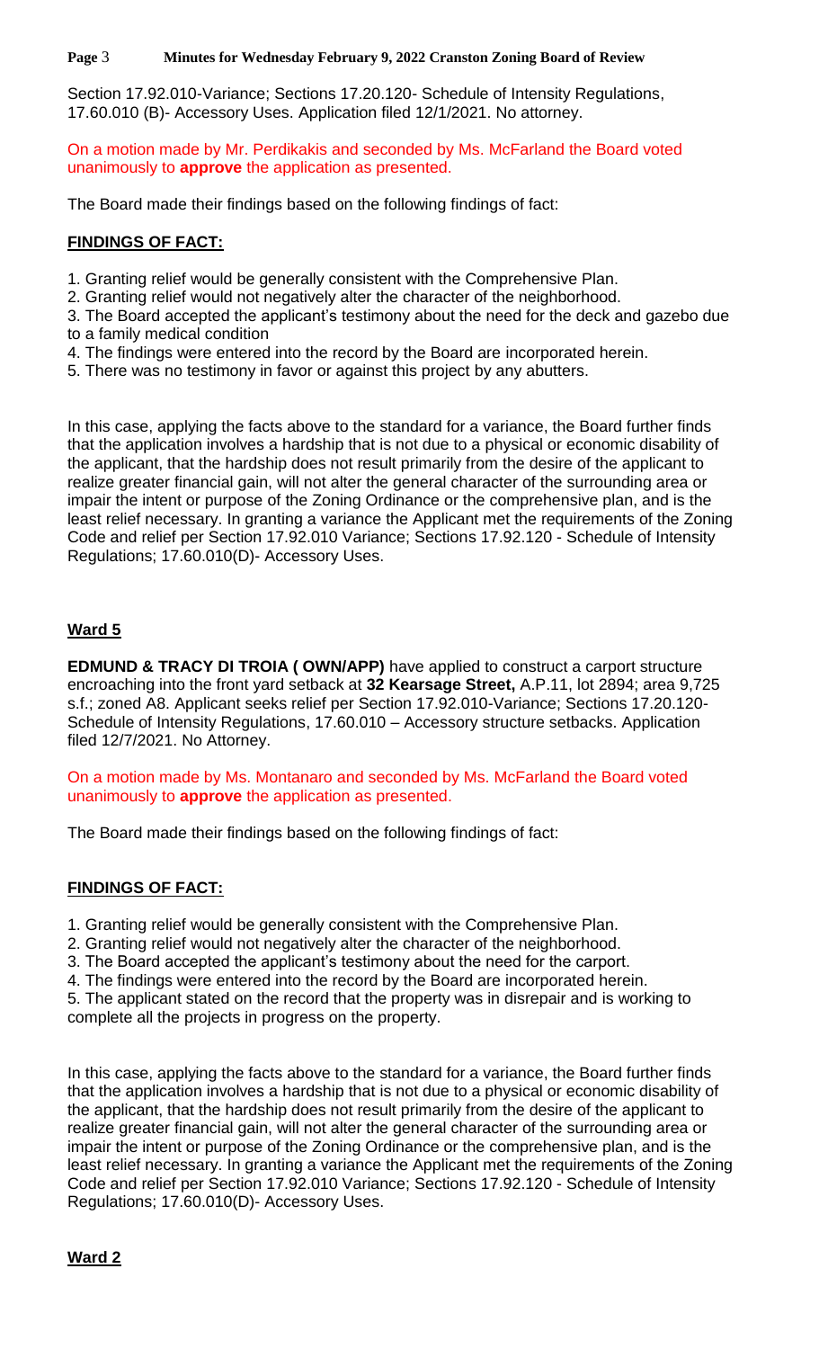Section 17.92.010-Variance; Sections 17.20.120- Schedule of Intensity Regulations, 17.60.010 (B)- Accessory Uses. Application filed 12/1/2021. No attorney.

On a motion made by Mr. Perdikakis and seconded by Ms. McFarland the Board voted unanimously to **approve** the application as presented.

The Board made their findings based on the following findings of fact:

**FINDINGS OF FACT:**

1. Granting relief would be generally consistent with the Comprehensive Plan.
2. Granting relief would not negatively alter the character of the neighborhood.
3. The Board accepted the applicant's testimony about the need for the deck and gazebo due to a family medical condition
4. The findings were entered into the record by the Board are incorporated herein.
5. There was no testimony in favor or against this project by any abutters.

In this case, applying the facts above to the standard for a variance, the Board further finds that the application involves a hardship that is not due to a physical or economic disability of the applicant, that the hardship does not result primarily from the desire of the applicant to realize greater financial gain, will not alter the general character of the surrounding area or impair the intent or purpose of the Zoning Ordinance or the comprehensive plan, and is the least relief necessary. In granting a variance the Applicant met the requirements of the Zoning Code and relief per Section 17.92.010 Variance; Sections 17.92.120 - Schedule of Intensity Regulations; 17.60.010(D)- Accessory Uses.

**Ward 5**

**EDMUND & TRACY DI TROIA ( OWN/APP)** have applied to construct a carport structure encroaching into the front yard setback at **32 Kearsage Street,** A.P.11, lot 2894; area 9,725 s.f.; zoned A8. Applicant seeks relief per Section 17.92.010-Variance; Sections 17.20.120- Schedule of Intensity Regulations, 17.60.010 – Accessory structure setbacks. Application filed 12/7/2021. No Attorney.

On a motion made by Ms. Montanaro and seconded by Ms. McFarland the Board voted unanimously to **approve** the application as presented.

The Board made their findings based on the following findings of fact:

**FINDINGS OF FACT:**

1. Granting relief would be generally consistent with the Comprehensive Plan.
2. Granting relief would not negatively alter the character of the neighborhood.
3. The Board accepted the applicant's testimony about the need for the carport.
4. The findings were entered into the record by the Board are incorporated herein.
5. The applicant stated on the record that the property was in disrepair and is working to complete all the projects in progress on the property.

In this case, applying the facts above to the standard for a variance, the Board further finds that the application involves a hardship that is not due to a physical or economic disability of the applicant, that the hardship does not result primarily from the desire of the applicant to realize greater financial gain, will not alter the general character of the surrounding area or impair the intent or purpose of the Zoning Ordinance or the comprehensive plan, and is the least relief necessary. In granting a variance the Applicant met the requirements of the Zoning Code and relief per Section 17.92.010 Variance; Sections 17.92.120 - Schedule of Intensity Regulations; 17.60.010(D)- Accessory Uses.

**Ward 2**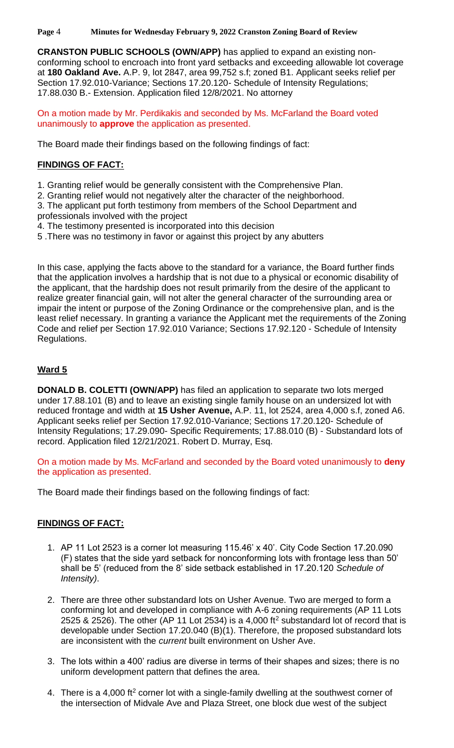**CRANSTON PUBLIC SCHOOLS (OWN/APP)** has applied to expand an existing non-conforming school to encroach into front yard setbacks and exceeding allowable lot coverage at **180 Oakland Ave.** A.P. 9, lot 2847, area 99,752 s.f; zoned B1. Applicant seeks relief per Section 17.92.010-Variance; Sections 17.20.120- Schedule of Intensity Regulations; 17.88.030 B.- Extension. Application filed 12/8/2021. No attorney

On a motion made by Mr. Perdikakis and seconded by Ms. McFarland the Board voted unanimously to **approve** the application as presented.

The Board made their findings based on the following findings of fact:

## FINDINGS OF FACT:

1. Granting relief would be generally consistent with the Comprehensive Plan.
2. Granting relief would not negatively alter the character of the neighborhood.
3. The applicant put forth testimony from members of the School Department and professionals involved with the project
4. The testimony presented is incorporated into this decision
5. There was no testimony in favor or against this project by any abutters

In this case, applying the facts above to the standard for a variance, the Board further finds that the application involves a hardship that is not due to a physical or economic disability of the applicant, that the hardship does not result primarily from the desire of the applicant to realize greater financial gain, will not alter the general character of the surrounding area or impair the intent or purpose of the Zoning Ordinance or the comprehensive plan, and is the least relief necessary. In granting a variance the Applicant met the requirements of the Zoning Code and relief per Section 17.92.010 Variance; Sections 17.92.120 - Schedule of Intensity Regulations.

## Ward 5

**DONALD B. COLETTI (OWN/APP)** has filed an application to separate two lots merged under 17.88.101 (B) and to leave an existing single family house on an undersized lot with reduced frontage and width at **15 Usher Avenue,** A.P. 11, lot 2524, area 4,000 s.f, zoned A6. Applicant seeks relief per Section 17.92.010-Variance; Sections 17.20.120- Schedule of Intensity Regulations; 17.29.090- Specific Requirements; 17.88.010 (B) - Substandard lots of record. Application filed 12/21/2021. Robert D. Murray, Esq.

On a motion made by Ms. McFarland and seconded by the Board voted unanimously to **deny** the application as presented.

The Board made their findings based on the following findings of fact:

## FINDINGS OF FACT:

1. AP 11 Lot 2523 is a corner lot measuring 115.46' x 40'. City Code Section 17.20.090 (F) states that the side yard setback for nonconforming lots with frontage less than 50' shall be 5' (reduced from the 8' side setback established in 17.20.120 *Schedule of Intensity)*.
2. There are three other substandard lots on Usher Avenue. Two are merged to form a conforming lot and developed in compliance with A-6 zoning requirements (AP 11 Lots 2525 & 2526). The other (AP 11 Lot 2534) is a 4,000 ft$^2$ substandard lot of record that is developable under Section 17.20.040 (B)(1). Therefore, the proposed substandard lots are inconsistent with the *current* built environment on Usher Ave.
3. The lots within a 400' radius are diverse in terms of their shapes and sizes; there is no uniform development pattern that defines the area.
4. There is a 4,000 ft$^2$ corner lot with a single-family dwelling at the southwest corner of the intersection of Midvale Ave and Plaza Street, one block due west of the subject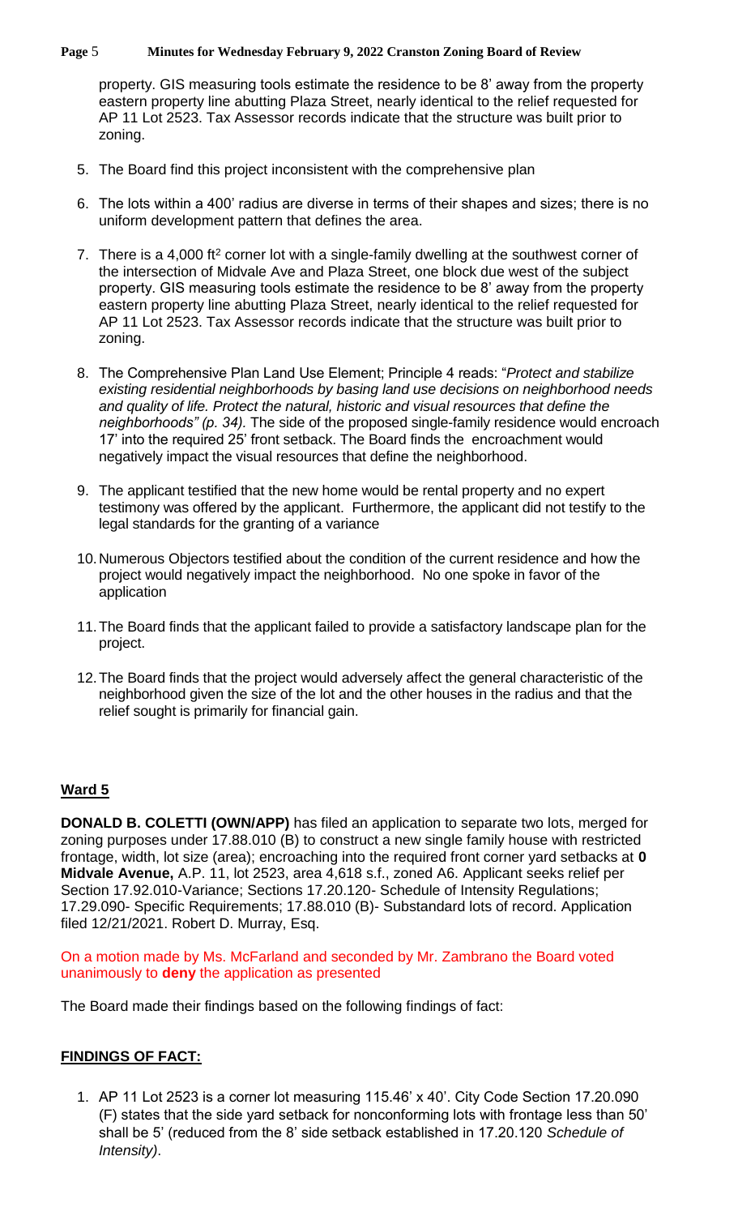property. GIS measuring tools estimate the residence to be 8' away from the property eastern property line abutting Plaza Street, nearly identical to the relief requested for AP 11 Lot 2523. Tax Assessor records indicate that the structure was built prior to zoning.

5. The Board find this project inconsistent with the comprehensive plan
6. The lots within a 400' radius are diverse in terms of their shapes and sizes; there is no uniform development pattern that defines the area.
7. There is a 4,000 ft² corner lot with a single-family dwelling at the southwest corner of the intersection of Midvale Ave and Plaza Street, one block due west of the subject property. GIS measuring tools estimate the residence to be 8' away from the property eastern property line abutting Plaza Street, nearly identical to the relief requested for AP 11 Lot 2523. Tax Assessor records indicate that the structure was built prior to zoning.
8. The Comprehensive Plan Land Use Element; Principle 4 reads: "*Protect and stabilize existing residential neighborhoods by basing land use decisions on neighborhood needs and quality of life. Protect the natural, historic and visual resources that define the neighborhoods" (p. 34).* The side of the proposed single-family residence would encroach 17' into the required 25' front setback. The Board finds the encroachment would negatively impact the visual resources that define the neighborhood.
9. The applicant testified that the new home would be rental property and no expert testimony was offered by the applicant. Furthermore, the applicant did not testify to the legal standards for the granting of a variance
10. Numerous Objectors testified about the condition of the current residence and how the project would negatively impact the neighborhood. No one spoke in favor of the application
11. The Board finds that the applicant failed to provide a satisfactory landscape plan for the project.
12. The Board finds that the project would adversely affect the general characteristic of the neighborhood given the size of the lot and the other houses in the radius and that the relief sought is primarily for financial gain.

## Ward 5

**DONALD B. COLETTI (OWN/APP)** has filed an application to separate two lots, merged for zoning purposes under 17.88.010 (B) to construct a new single family house with restricted frontage, width, lot size (area); encroaching into the required front corner yard setbacks at **0 Midvale Avenue,** A.P. 11, lot 2523, area 4,618 s.f., zoned A6. Applicant seeks relief per Section 17.92.010-Variance; Sections 17.20.120- Schedule of Intensity Regulations; 17.29.090- Specific Requirements; 17.88.010 (B)- Substandard lots of record. Application filed 12/21/2021. Robert D. Murray, Esq.

On a motion made by Ms. McFarland and seconded by Mr. Zambrano the Board voted unanimously to **deny** the application as presented

The Board made their findings based on the following findings of fact:

### FINDINGS OF FACT:

1. AP 11 Lot 2523 is a corner lot measuring 115.46' x 40'. City Code Section 17.20.090 (F) states that the side yard setback for nonconforming lots with frontage less than 50' shall be 5' (reduced from the 8' side setback established in 17.20.120 *Schedule of Intensity)*.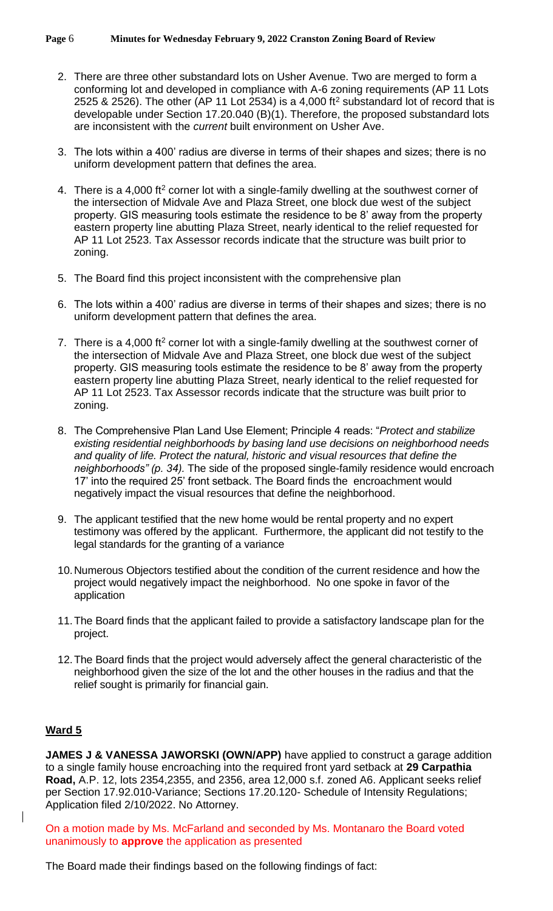2. There are three other substandard lots on Usher Avenue. Two are merged to form a conforming lot and developed in compliance with A-6 zoning requirements (AP 11 Lots 2525 & 2526). The other (AP 11 Lot 2534) is a 4,000 ft$^2$ substandard lot of record that is developable under Section 17.20.040 (B)(1). Therefore, the proposed substandard lots are inconsistent with the *current* built environment on Usher Ave.

3. The lots within a 400' radius are diverse in terms of their shapes and sizes; there is no uniform development pattern that defines the area.

4. There is a 4,000 ft$^2$ corner lot with a single-family dwelling at the southwest corner of the intersection of Midvale Ave and Plaza Street, one block due west of the subject property. GIS measuring tools estimate the residence to be 8' away from the property eastern property line abutting Plaza Street, nearly identical to the relief requested for AP 11 Lot 2523. Tax Assessor records indicate that the structure was built prior to zoning.

5. The Board find this project inconsistent with the comprehensive plan

6. The lots within a 400' radius are diverse in terms of their shapes and sizes; there is no uniform development pattern that defines the area.

7. There is a 4,000 ft$^2$ corner lot with a single-family dwelling at the southwest corner of the intersection of Midvale Ave and Plaza Street, one block due west of the subject property. GIS measuring tools estimate the residence to be 8' away from the property eastern property line abutting Plaza Street, nearly identical to the relief requested for AP 11 Lot 2523. Tax Assessor records indicate that the structure was built prior to zoning.

8. The Comprehensive Plan Land Use Element; Principle 4 reads: "*Protect and stabilize existing residential neighborhoods by basing land use decisions on neighborhood needs and quality of life. Protect the natural, historic and visual resources that define the neighborhoods" (p. 34).* The side of the proposed single-family residence would encroach 17' into the required 25' front setback. The Board finds the encroachment would negatively impact the visual resources that define the neighborhood.

9. The applicant testified that the new home would be rental property and no expert testimony was offered by the applicant. Furthermore, the applicant did not testify to the legal standards for the granting of a variance

10. Numerous Objectors testified about the condition of the current residence and how the project would negatively impact the neighborhood. No one spoke in favor of the application

11. The Board finds that the applicant failed to provide a satisfactory landscape plan for the project.

12. The Board finds that the project would adversely affect the general characteristic of the neighborhood given the size of the lot and the other houses in the radius and that the relief sought is primarily for financial gain.

## Ward 5

**JAMES J & VANESSA JAWORSKI (OWN/APP)** have applied to construct a garage addition to a single family house encroaching into the required front yard setback at **29 Carpathia Road,** A.P. 12, lots 2354,2355, and 2356, area 12,000 s.f. zoned A6. Applicant seeks relief per Section 17.92.010-Variance; Sections 17.20.120- Schedule of Intensity Regulations; Application filed 2/10/2022. No Attorney.

On a motion made by Ms. McFarland and seconded by Ms. Montanaro the Board voted unanimously to **approve** the application as presented

The Board made their findings based on the following findings of fact: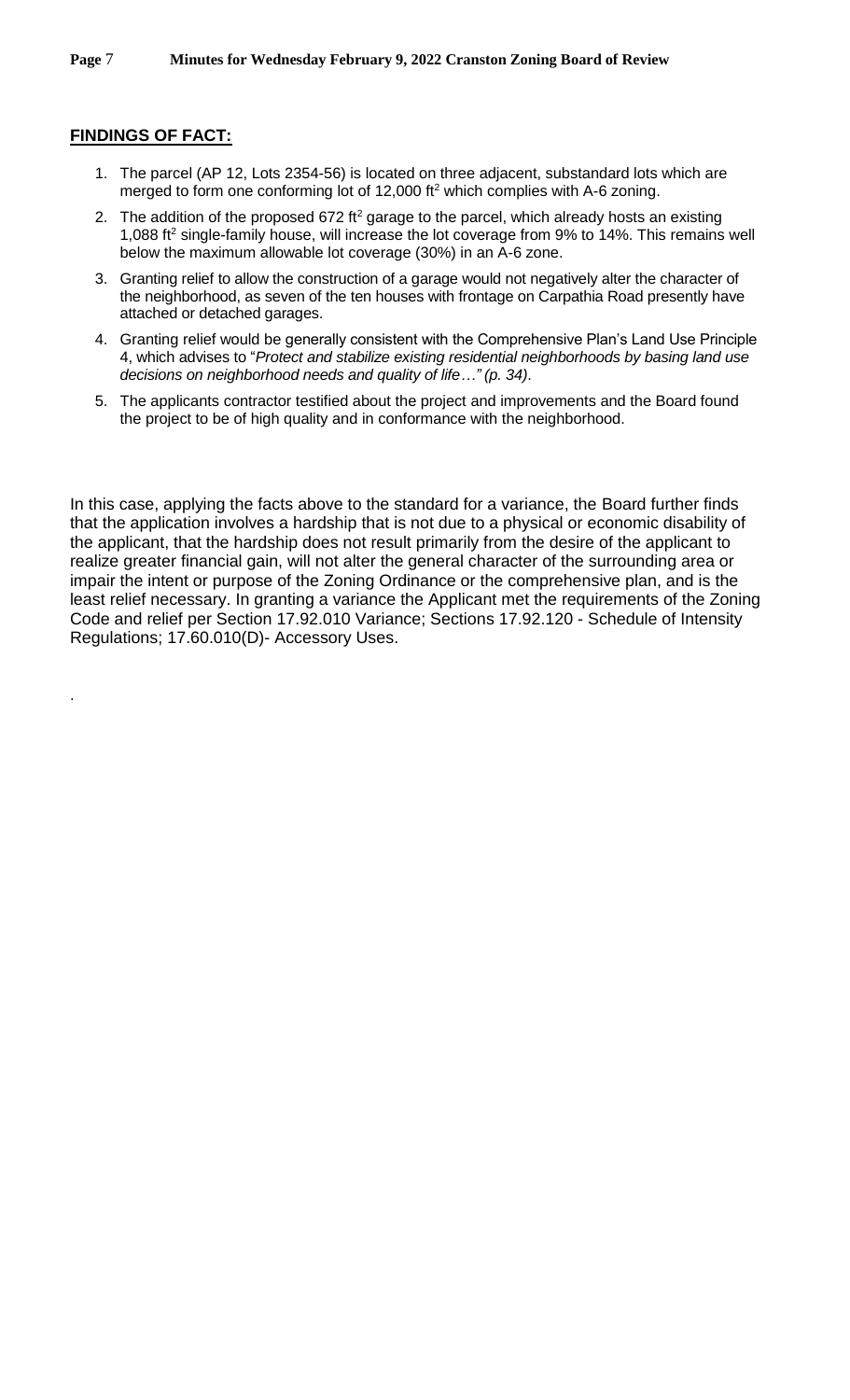**FINDINGS OF FACT:**

1. The parcel (AP 12, Lots 2354-56) is located on three adjacent, substandard lots which are merged to form one conforming lot of 12,000 $ft^2$ which complies with A-6 zoning.
2. The addition of the proposed 672 $ft^2$ garage to the parcel, which already hosts an existing 1,088 $ft^2$ single-family house, will increase the lot coverage from 9% to 14%. This remains well below the maximum allowable lot coverage (30%) in an A-6 zone.
3. Granting relief to allow the construction of a garage would not negatively alter the character of the neighborhood, as seven of the ten houses with frontage on Carpathia Road presently have attached or detached garages.
4. Granting relief would be generally consistent with the Comprehensive Plan's Land Use Principle 4, which advises to "*Protect and stabilize existing residential neighborhoods by basing land use decisions on neighborhood needs and quality of life…" (p. 34)*.
5. The applicants contractor testified about the project and improvements and the Board found the project to be of high quality and in conformance with the neighborhood.

In this case, applying the facts above to the standard for a variance, the Board further finds that the application involves a hardship that is not due to a physical or economic disability of the applicant, that the hardship does not result primarily from the desire of the applicant to realize greater financial gain, will not alter the general character of the surrounding area or impair the intent or purpose of the Zoning Ordinance or the comprehensive plan, and is the least relief necessary. In granting a variance the Applicant met the requirements of the Zoning Code and relief per Section 17.92.010 Variance; Sections 17.92.120 - Schedule of Intensity Regulations; 17.60.010(D)- Accessory Uses.

.